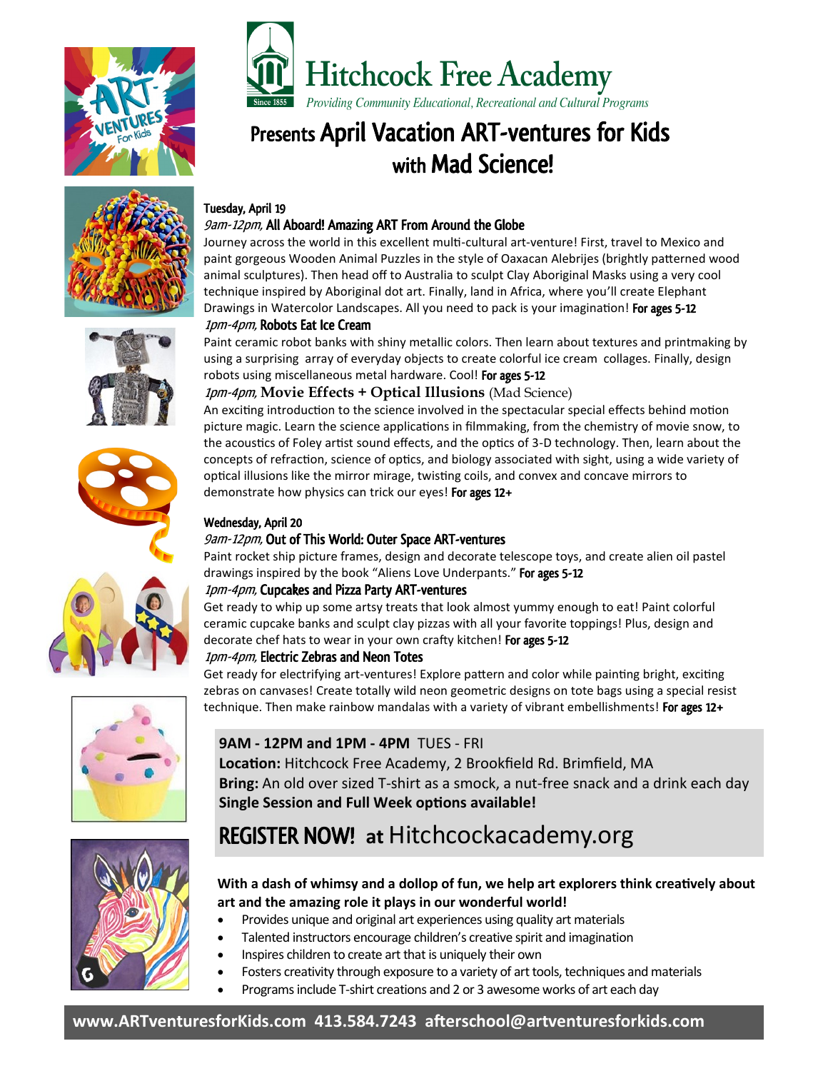# Hitchcock Free Academy

*Providing Community Educational, Recreational and Cultural Programs*

## Presents April Vacation ART-ventures for Kids with Mad Science!

### Tuesday, April 19

*9am-12pm,* **All Aboard! Amazing ART From Around the Globe**

Journey across the world in this excellent multi-cultural art-venture! First, travel to Mexico and paint gorgeous Wooden Animal Puzzles in the style of Oaxacan Alebrijes (brightly patterned wood animal sculptures). Then head off to Australia to sculpt Clay Aboriginal Masks using a very cool technique inspired by Aboriginal dot art. Finally, land in Africa, where you'll create Elephant Drawings in Watercolor Landscapes. All you need to pack is your imagination! **For ages 5-12**

*1pm-4pm,* **Robots Eat Ice Cream**

Paint ceramic robot banks with shiny metallic colors. Then learn about textures and printmaking by using a surprising array of everyday objects to create colorful ice cream collages. Finally, design robots using miscellaneous metal hardware. Cool! **For ages 5-12**

*1pm-4pm,* **Movie Effects + Optical Illusions** (Mad Science)

An exciting introduction to the science involved in the spectacular special effects behind motion picture magic. Learn the science applications in filmmaking, from the chemistry of movie snow, to the acoustics of Foley artist sound effects, and the optics of 3-D technology. Then, learn about the concepts of refraction, science of optics, and biology associated with sight, using a wide variety of optical illusions like the mirror mirage, twisting coils, and convex and concave mirrors to demonstrate how physics can trick our eyes! **For ages 12+**

### Wednesday, April 20

*9am-12pm,* **Out of This World: Outer Space ART-ventures**

Paint rocket ship picture frames, design and decorate telescope toys, and create alien oil pastel drawings inspired by the book "Aliens Love Underpants." **For ages 5-12**

*1pm-4pm,* **Cupcakes and Pizza Party ART-ventures**

Get ready to whip up some artsy treats that look almost yummy enough to eat! Paint colorful ceramic cupcake banks and sculpt clay pizzas with all your favorite toppings! Plus, design and decorate chef hats to wear in your own crafty kitchen! **For ages 5-12**

*1pm-4pm,* **Electric Zebras and Neon Totes**

Get ready for electrifying art-ventures! Explore pattern and color while painting bright, exciting zebras on canvases! Create totally wild neon geometric designs on tote bags using a special resist technique. Then make rainbow mandalas with a variety of vibrant embellishments! **For ages 12+**

**9AM - 12PM and 1PM - 4PM** TUES - FRI

**Location:** Hitchcock Free Academy, 2 Brookfield Rd. Brimfield, MA

**Bring:** An old over sized T-shirt as a smock, a nut-free snack and a drink each day

**Single Session and Full Week options available!**

## REGISTER NOW! at Hitchcockacademy.org

**With a dash of whimsy and a dollop of fun, we help art explorers think creatively about art and the amazing role it plays in our wonderful world!**

- Provides unique and original art experiences using quality art materials
- Talented instructors encourage children's creative spirit and imagination
- Inspires children to create art that is uniquely their own
- Fosters creativity through exposure to a variety of art tools, techniques and materials
- Programs include T-shirt creations and 2 or 3 awesome works of art each day

**www.ARTventuresforKids.com 413.584.7243 afterschool@artventuresforkids.com**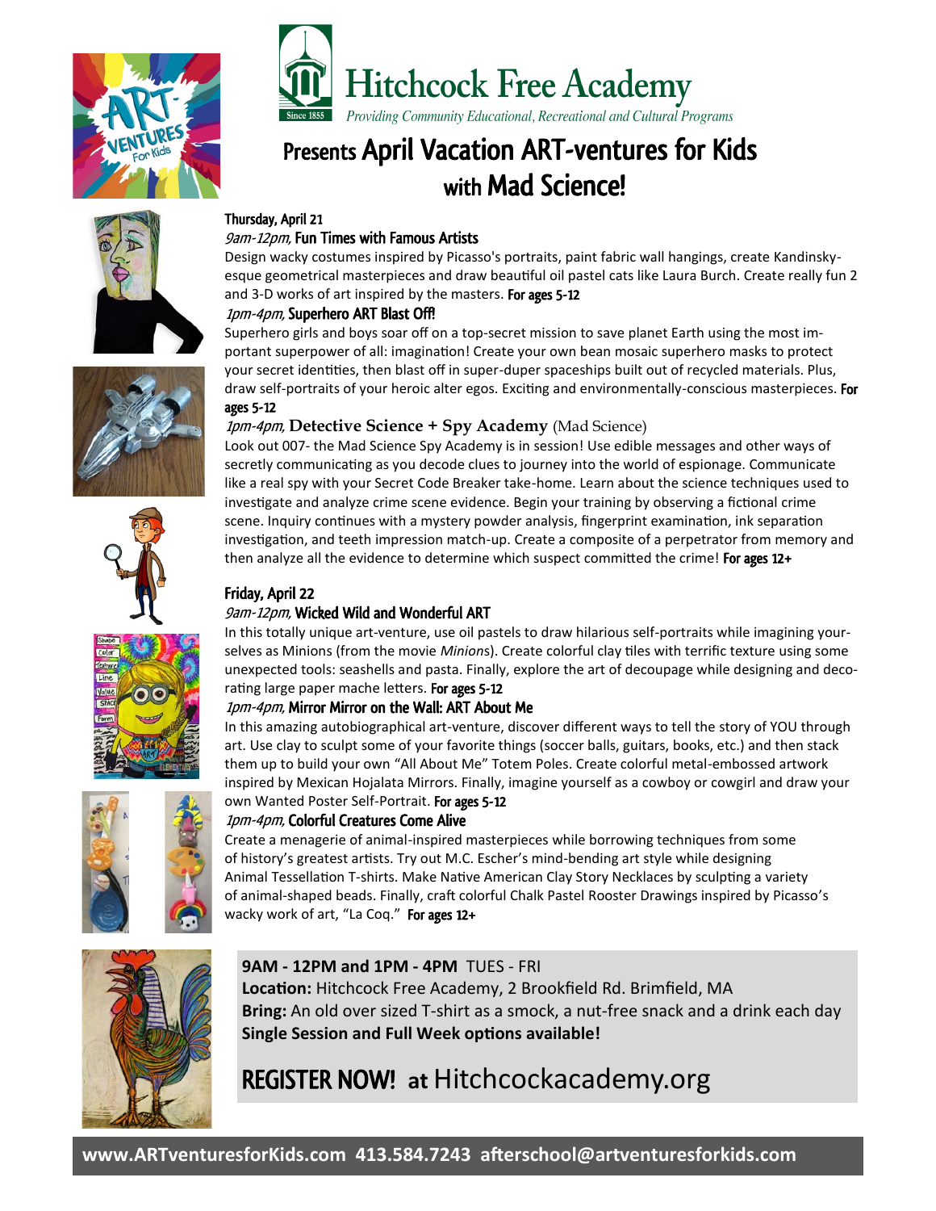# Hitchcock Free Academy

*Providing Community Educational, Recreational and Cultural Programs*

Since 1855

## Presents April Vacation ART-ventures for Kids with Mad Science!

### Thursday, April 21

*9am-12pm,* **Fun Times with Famous Artists**

Design wacky costumes inspired by Picasso's portraits, paint fabric wall hangings, create Kandinsky-esque geometrical masterpieces and draw beautiful oil pastel cats like Laura Burch. Create really fun 2 and 3-D works of art inspired by the masters. **For ages 5-12**

*1pm-4pm,* **Superhero ART Blast Off!**

Superhero girls and boys soar off on a top-secret mission to save planet Earth using the most important superpower of all: imagination! Create your own bean mosaic superhero masks to protect your secret identities, then blast off in super-duper spaceships built out of recycled materials. Plus, draw self-portraits of your heroic alter egos. Exciting and environmentally-conscious masterpieces. **For ages 5-12**

*1pm-4pm,* **Detective Science + Spy Academy** (Mad Science)

Look out 007- the Mad Science Spy Academy is in session! Use edible messages and other ways of secretly communicating as you decode clues to journey into the world of espionage. Communicate like a real spy with your Secret Code Breaker take-home. Learn about the science techniques used to investigate and analyze crime scene evidence. Begin your training by observing a fictional crime scene. Inquiry continues with a mystery powder analysis, fingerprint examination, ink separation investigation, and teeth impression match-up. Create a composite of a perpetrator from memory and then analyze all the evidence to determine which suspect committed the crime! **For ages 12+**

### Friday, April 22

*9am-12pm,* **Wicked Wild and Wonderful ART**

In this totally unique art-venture, use oil pastels to draw hilarious self-portraits while imagining yourselves as Minions (from the movie *Minions*). Create colorful clay tiles with terrific texture using some unexpected tools: seashells and pasta. Finally, explore the art of decoupage while designing and decorating large paper mache letters. **For ages 5-12**

*1pm-4pm,* **Mirror Mirror on the Wall: ART About Me**

In this amazing autobiographical art-venture, discover different ways to tell the story of YOU through art. Use clay to sculpt some of your favorite things (soccer balls, guitars, books, etc.) and then stack them up to build your own "All About Me" Totem Poles. Create colorful metal-embossed artwork inspired by Mexican Hojalata Mirrors. Finally, imagine yourself as a cowboy or cowgirl and draw your own Wanted Poster Self-Portrait. **For ages 5-12**

*1pm-4pm,* **Colorful Creatures Come Alive**

Create a menagerie of animal-inspired masterpieces while borrowing techniques from some of history's greatest artists. Try out M.C. Escher's mind-bending art style while designing Animal Tessellation T-shirts. Make Native American Clay Story Necklaces by sculpting a variety of animal-shaped beads. Finally, craft colorful Chalk Pastel Rooster Drawings inspired by Picasso's wacky work of art, "La Coq." **For ages 12+**

**9AM - 12PM and 1PM - 4PM** TUES - FRI

**Location:** Hitchcock Free Academy, 2 Brookfield Rd. Brimfield, MA

**Bring:** An old over sized T-shirt as a smock, a nut-free snack and a drink each day

**Single Session and Full Week options available!**

## REGISTER NOW! at Hitchcockacademy.org

**www.ARTventuresforKids.com 413.584.7243 afterschool@artventuresforkids.com**